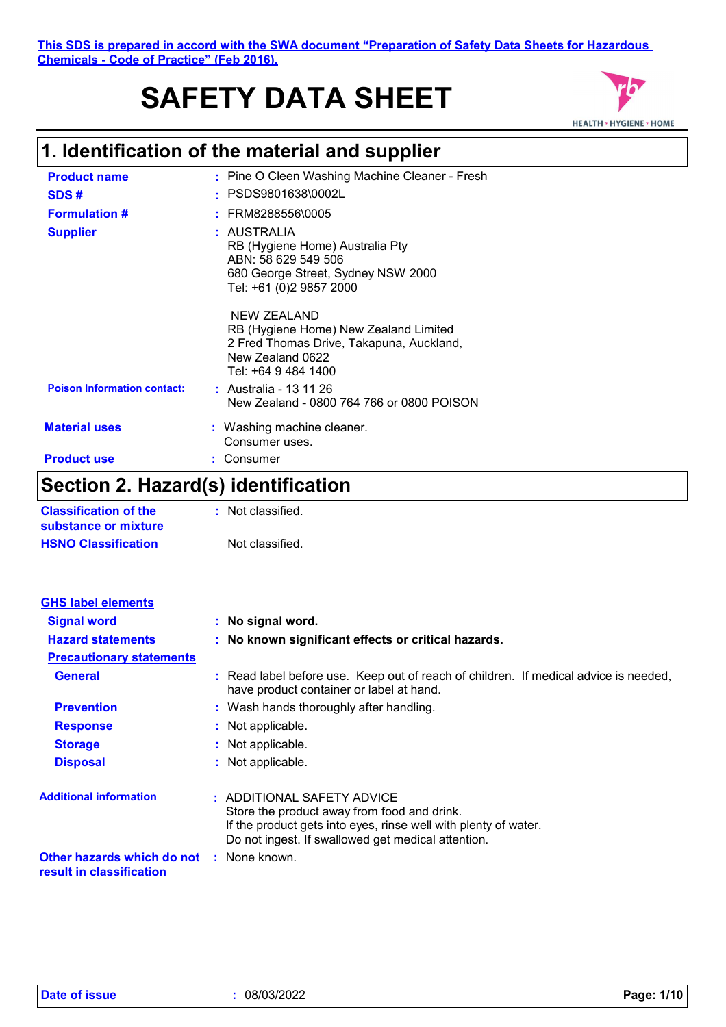This SDS is prepared in accord with the SWA document "Preparation of Safety Data Sheets for Hazardous Chemicals - Code of Practice" (Feb 2016).

# SAFETY DATA SHEET

## 1. Identification of the material and supplier

**Product name** : Pine O Cleen Washing Machine Cleaner - Fresh

**SDS #** : PSDS9801638\0002L

**Formulation #** : FRM8288556\0005

**Supplier** : AUSTRALIA
RB (Hygiene Home) Australia Pty
ABN: 58 629 549 506
680 George Street, Sydney NSW 2000
Tel: +61 (0)2 9857 2000

NEW ZEALAND
RB (Hygiene Home) New Zealand Limited
2 Fred Thomas Drive, Takapuna, Auckland,
New Zealand 0622
Tel: +64 9 484 1400

**Poison Information contact:** : Australia - 13 11 26
New Zealand - 0800 764 766 or 0800 POISON

**Material uses** : Washing machine cleaner.
Consumer uses.

**Product use** : Consumer

## Section 2. Hazard(s) identification

**Classification of the substance or mixture** : Not classified.

**HSNO Classification** Not classified.

**GHS label elements**

**Signal word** : **No signal word.**

**Hazard statements** : **No known significant effects or critical hazards.**

**Precautionary statements**

**General** : Read label before use. Keep out of reach of children. If medical advice is needed, have product container or label at hand.

**Prevention** : Wash hands thoroughly after handling.

**Response** : Not applicable.

**Storage** : Not applicable.

**Disposal** : Not applicable.

**Additional information** : ADDITIONAL SAFETY ADVICE
Store the product away from food and drink.
If the product gets into eyes, rinse well with plenty of water.
Do not ingest. If swallowed get medical attention.

**Other hazards which do not result in classification** : None known.

**Date of issue** : 08/03/2022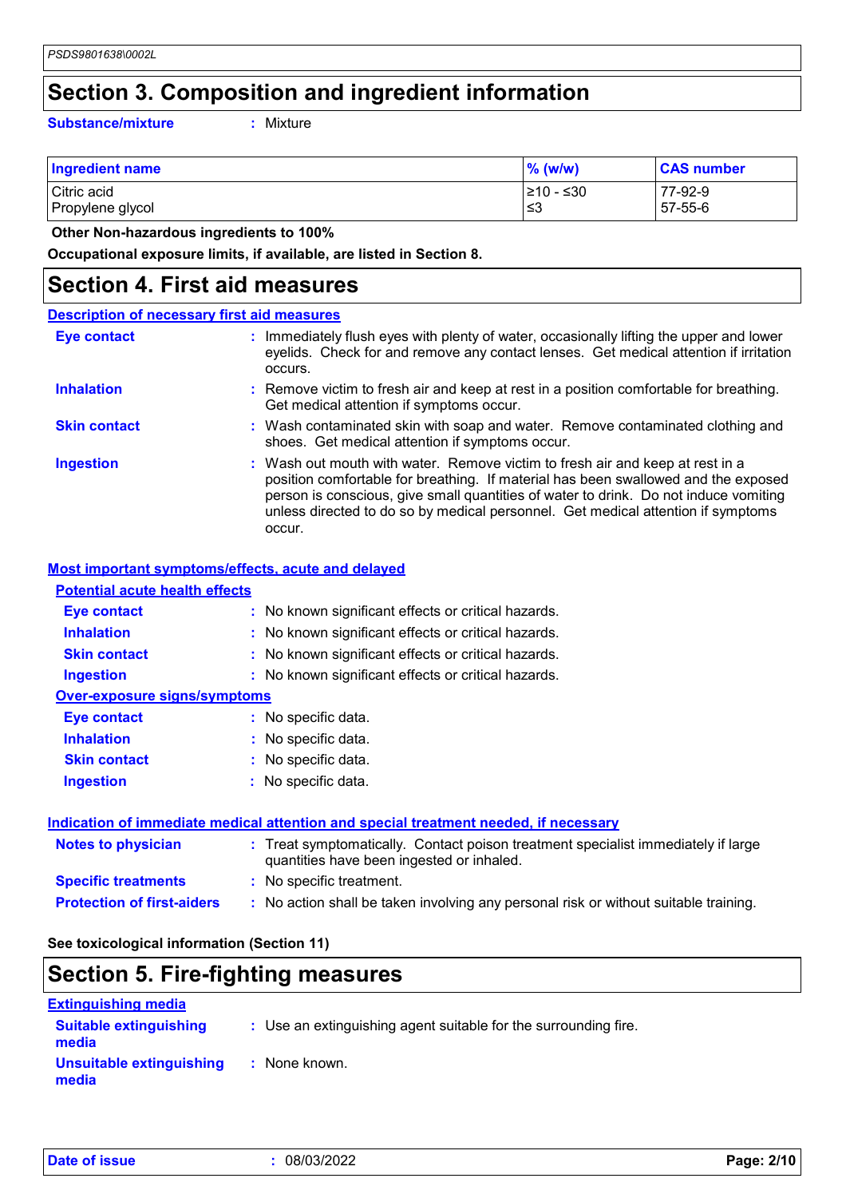## Section 3. Composition and ingredient information

**Substance/mixture** : Mixture

| Ingredient name | % (w/w) | CAS number |
|---|---|---|
| Citric acid | ≥10 - ≤30 | 77-92-9 |
| Propylene glycol | ≤3 | 57-55-6 |

**Other Non-hazardous ingredients to 100%**

**Occupational exposure limits, if available, are listed in Section 8.**

## Section 4. First aid measures

### Description of necessary first aid measures

**Eye contact** : Immediately flush eyes with plenty of water, occasionally lifting the upper and lower eyelids. Check for and remove any contact lenses. Get medical attention if irritation occurs.

**Inhalation** : Remove victim to fresh air and keep at rest in a position comfortable for breathing. Get medical attention if symptoms occur.

**Skin contact** : Wash contaminated skin with soap and water. Remove contaminated clothing and shoes. Get medical attention if symptoms occur.

**Ingestion** : Wash out mouth with water. Remove victim to fresh air and keep at rest in a position comfortable for breathing. If material has been swallowed and the exposed person is conscious, give small quantities of water to drink. Do not induce vomiting unless directed to do so by medical personnel. Get medical attention if symptoms occur.

### Most important symptoms/effects, acute and delayed

#### Potential acute health effects

**Eye contact** : No known significant effects or critical hazards.

**Inhalation** : No known significant effects or critical hazards.

**Skin contact** : No known significant effects or critical hazards.

**Ingestion** : No known significant effects or critical hazards.

#### Over-exposure signs/symptoms

**Eye contact** : No specific data.

**Inhalation** : No specific data.

**Skin contact** : No specific data.

**Ingestion** : No specific data.

### Indication of immediate medical attention and special treatment needed, if necessary

**Notes to physician** : Treat symptomatically. Contact poison treatment specialist immediately if large quantities have been ingested or inhaled.

**Specific treatments** : No specific treatment.

**Protection of first-aiders** : No action shall be taken involving any personal risk or without suitable training.

**See toxicological information (Section 11)**

## Section 5. Fire-fighting measures

### Extinguishing media

**Suitable extinguishing media** : Use an extinguishing agent suitable for the surrounding fire.

**Unsuitable extinguishing media** : None known.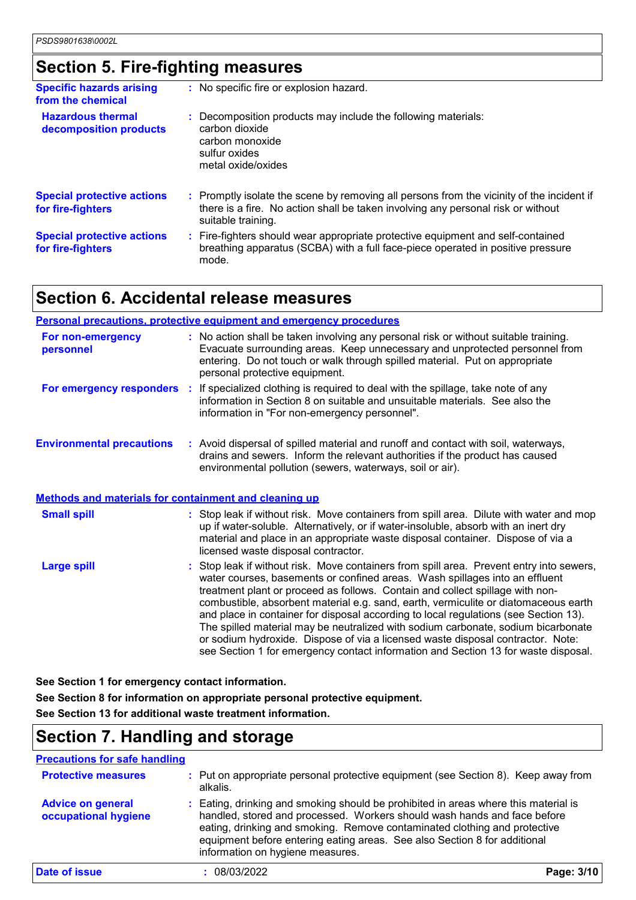## Section 5. Fire-fighting measures

| | |
|---|---|
| **Specific hazards arising from the chemical** | No specific fire or explosion hazard. |
| **Hazardous thermal decomposition products** | Decomposition products may include the following materials: carbon dioxide carbon monoxide sulfur oxides metal oxide/oxides |
| **Special protective actions for fire-fighters** | Promptly isolate the scene by removing all persons from the vicinity of the incident if there is a fire. No action shall be taken involving any personal risk or without suitable training. |
| **Special protective actions for fire-fighters** | Fire-fighters should wear appropriate protective equipment and self-contained breathing apparatus (SCBA) with a full face-piece operated in positive pressure mode. |

## Section 6. Accidental release measures

### Personal precautions, protective equipment and emergency procedures

| | |
|---|---|
| **For non-emergency personnel** | No action shall be taken involving any personal risk or without suitable training. Evacuate surrounding areas. Keep unnecessary and unprotected personnel from entering. Do not touch or walk through spilled material. Put on appropriate personal protective equipment. |
| **For emergency responders** | If specialized clothing is required to deal with the spillage, take note of any information in Section 8 on suitable and unsuitable materials. See also the information in "For non-emergency personnel". |
| **Environmental precautions** | Avoid dispersal of spilled material and runoff and contact with soil, waterways, drains and sewers. Inform the relevant authorities if the product has caused environmental pollution (sewers, waterways, soil or air). |

### Methods and materials for containment and cleaning up

| | |
|---|---|
| **Small spill** | Stop leak if without risk. Move containers from spill area. Dilute with water and mop up if water-soluble. Alternatively, or if water-insoluble, absorb with an inert dry material and place in an appropriate waste disposal container. Dispose of via a licensed waste disposal contractor. |
| **Large spill** | Stop leak if without risk. Move containers from spill area. Prevent entry into sewers, water courses, basements or confined areas. Wash spillages into an effluent treatment plant or proceed as follows. Contain and collect spillage with non-combustible, absorbent material e.g. sand, earth, vermiculite or diatomaceous earth and place in container for disposal according to local regulations (see Section 13). The spilled material may be neutralized with sodium carbonate, sodium bicarbonate or sodium hydroxide. Dispose of via a licensed waste disposal contractor. Note: see Section 1 for emergency contact information and Section 13 for waste disposal. |

**See Section 1 for emergency contact information.**

**See Section 8 for information on appropriate personal protective equipment.**

**See Section 13 for additional waste treatment information.**

## Section 7. Handling and storage

### Precautions for safe handling

| | |
|---|---|
| **Protective measures** | Put on appropriate personal protective equipment (see Section 8). Keep away from alkalis. |
| **Advice on general occupational hygiene** | Eating, drinking and smoking should be prohibited in areas where this material is handled, stored and processed. Workers should wash hands and face before eating, drinking and smoking. Remove contaminated clothing and protective equipment before entering eating areas. See also Section 8 for additional information on hygiene measures. |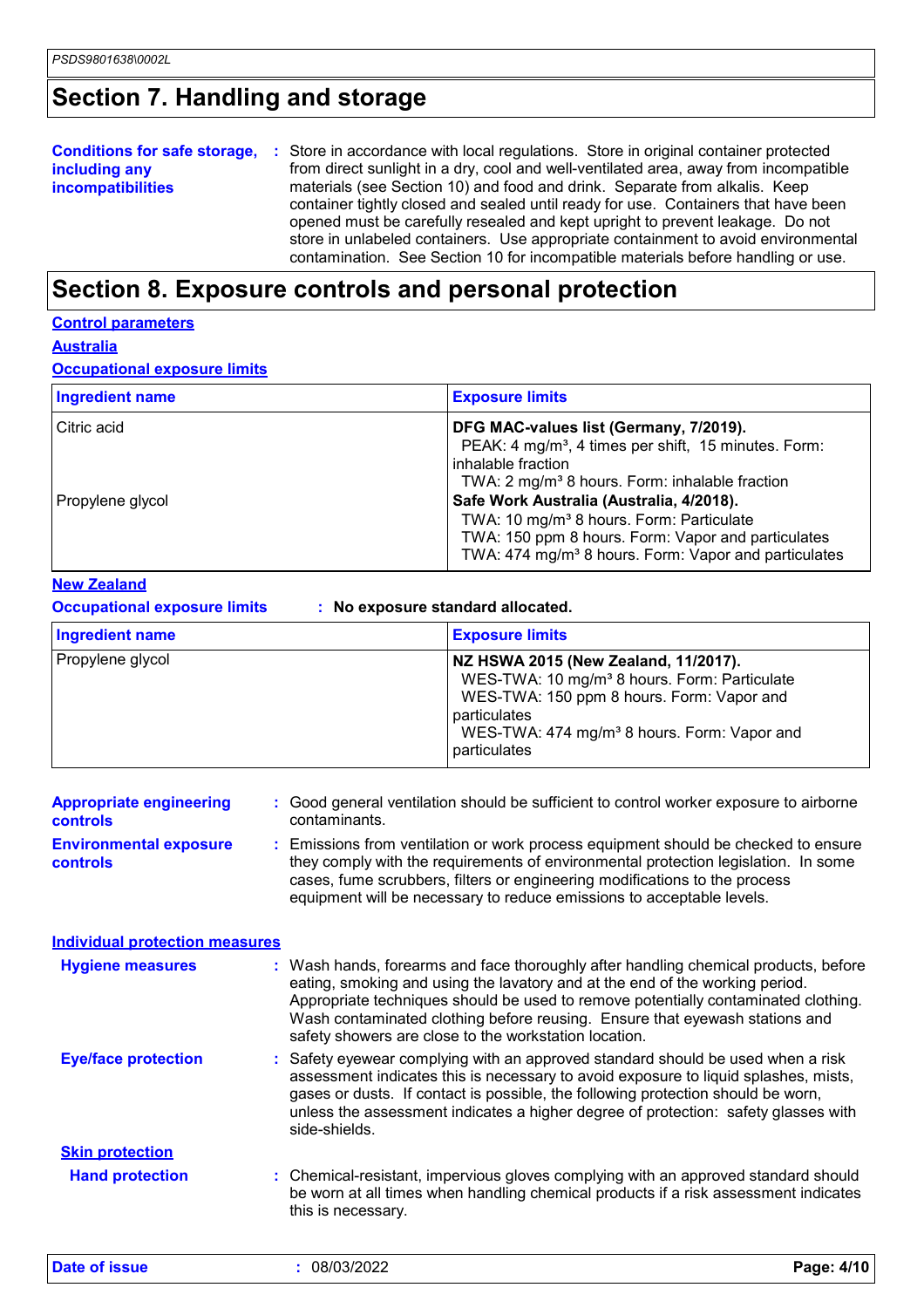## Section 7. Handling and storage

**Conditions for safe storage, including any incompatibilities** : Store in accordance with local regulations. Store in original container protected from direct sunlight in a dry, cool and well-ventilated area, away from incompatible materials (see Section 10) and food and drink. Separate from alkalis. Keep container tightly closed and sealed until ready for use. Containers that have been opened must be carefully resealed and kept upright to prevent leakage. Do not store in unlabeled containers. Use appropriate containment to avoid environmental contamination. See Section 10 for incompatible materials before handling or use.

## Section 8. Exposure controls and personal protection

**Control parameters**

**Australia**

**Occupational exposure limits**

| Ingredient name | Exposure limits |
|---|---|
| Citric acid | **DFG MAC-values list (Germany, 7/2019).**<br>PEAK: 4 mg/m³, 4 times per shift, 15 minutes. Form: inhalable fraction<br>TWA: 2 mg/m³ 8 hours. Form: inhalable fraction |
| Propylene glycol | **Safe Work Australia (Australia, 4/2018).**<br>TWA: 10 mg/m³ 8 hours. Form: Particulate<br>TWA: 150 ppm 8 hours. Form: Vapor and particulates<br>TWA: 474 mg/m³ 8 hours. Form: Vapor and particulates |

**New Zealand**

**Occupational exposure limits** : **No exposure standard allocated.**

| Ingredient name | Exposure limits |
|---|---|
| Propylene glycol | **NZ HSWA 2015 (New Zealand, 11/2017).**<br>WES-TWA: 10 mg/m³ 8 hours. Form: Particulate<br>WES-TWA: 150 ppm 8 hours. Form: Vapor and particulates<br>WES-TWA: 474 mg/m³ 8 hours. Form: Vapor and particulates |

**Appropriate engineering controls** : Good general ventilation should be sufficient to control worker exposure to airborne contaminants.

**Environmental exposure controls** : Emissions from ventilation or work process equipment should be checked to ensure they comply with the requirements of environmental protection legislation. In some cases, fume scrubbers, filters or engineering modifications to the process equipment will be necessary to reduce emissions to acceptable levels.

**Individual protection measures**

**Hygiene measures** : Wash hands, forearms and face thoroughly after handling chemical products, before eating, smoking and using the lavatory and at the end of the working period. Appropriate techniques should be used to remove potentially contaminated clothing. Wash contaminated clothing before reusing. Ensure that eyewash stations and safety showers are close to the workstation location.

**Eye/face protection** : Safety eyewear complying with an approved standard should be used when a risk assessment indicates this is necessary to avoid exposure to liquid splashes, mists, gases or dusts. If contact is possible, the following protection should be worn, unless the assessment indicates a higher degree of protection: safety glasses with side-shields.

**Skin protection**

**Hand protection** : Chemical-resistant, impervious gloves complying with an approved standard should be worn at all times when handling chemical products if a risk assessment indicates this is necessary.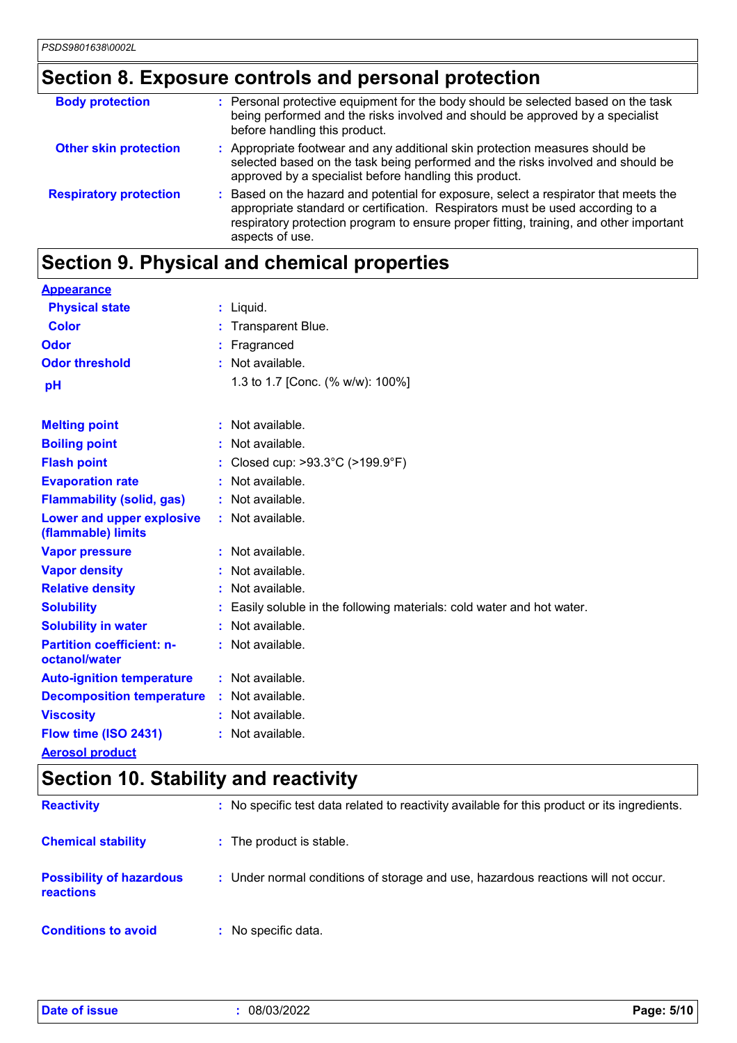## Section 8. Exposure controls and personal protection

| | |
|---|---|
| **Body protection** | : Personal protective equipment for the body should be selected based on the task being performed and the risks involved and should be approved by a specialist before handling this product. |
| **Other skin protection** | : Appropriate footwear and any additional skin protection measures should be selected based on the task being performed and the risks involved and should be approved by a specialist before handling this product. |
| **Respiratory protection** | : Based on the hazard and potential for exposure, select a respirator that meets the appropriate standard or certification. Respirators must be used according to a respiratory protection program to ensure proper fitting, training, and other important aspects of use. |

## Section 9. Physical and chemical properties

**Appearance**

| | |
|---|---|
| **Physical state** | : Liquid. |
| **Color** | : Transparent Blue. |
| **Odor** | : Fragranced |
| **Odor threshold** | : Not available. |
| **pH** | 1.3 to 1.7 [Conc. (% w/w): 100%] |
| **Melting point** | : Not available. |
| **Boiling point** | : Not available. |
| **Flash point** | : Closed cup: >93.3°C (>199.9°F) |
| **Evaporation rate** | : Not available. |
| **Flammability (solid, gas)** | : Not available. |
| **Lower and upper explosive (flammable) limits** | : Not available. |
| **Vapor pressure** | : Not available. |
| **Vapor density** | : Not available. |
| **Relative density** | : Not available. |
| **Solubility** | : Easily soluble in the following materials: cold water and hot water. |
| **Solubility in water** | : Not available. |
| **Partition coefficient: n-octanol/water** | : Not available. |
| **Auto-ignition temperature** | : Not available. |
| **Decomposition temperature** | : Not available. |
| **Viscosity** | : Not available. |
| **Flow time (ISO 2431)** | : Not available. |

**Aerosol product**

## Section 10. Stability and reactivity

| | |
|---|---|
| **Reactivity** | : No specific test data related to reactivity available for this product or its ingredients. |
| **Chemical stability** | : The product is stable. |
| **Possibility of hazardous reactions** | : Under normal conditions of storage and use, hazardous reactions will not occur. |
| **Conditions to avoid** | : No specific data. |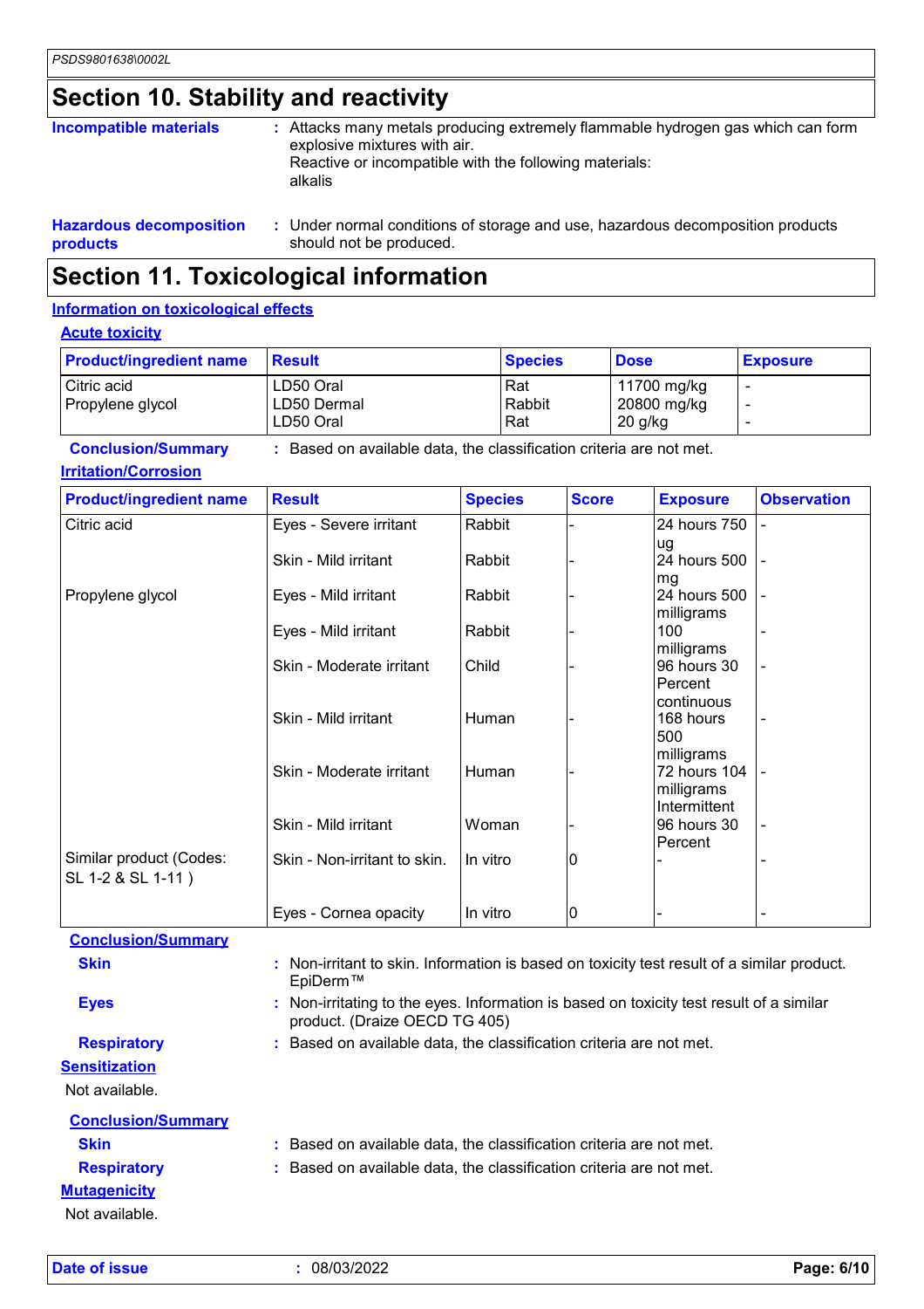## Section 10. Stability and reactivity

**Incompatible materials** : Attacks many metals producing extremely flammable hydrogen gas which can form explosive mixtures with air.
Reactive or incompatible with the following materials:
alkalis

**Hazardous decomposition products** : Under normal conditions of storage and use, hazardous decomposition products should not be produced.

## Section 11. Toxicological information

### Information on toxicological effects

#### Acute toxicity

| Product/ingredient name | Result | Species | Dose | Exposure |
|---|---|---|---|---|
| Citric acid | LD50 Oral | Rat | 11700 mg/kg | - |
| Propylene glycol | LD50 Dermal | Rabbit | 20800 mg/kg | - |
| | LD50 Oral | Rat | 20 g/kg | - |

**Conclusion/Summary** : Based on available data, the classification criteria are not met.

#### Irritation/Corrosion

| Product/ingredient name | Result | Species | Score | Exposure | Observation |
|---|---|---|---|---|---|
| Citric acid | Eyes - Severe irritant | Rabbit | - | 24 hours 750 ug | - |
| | Skin - Mild irritant | Rabbit | - | 24 hours 500 mg | - |
| Propylene glycol | Eyes - Mild irritant | Rabbit | - | 24 hours 500 milligrams | - |
| | Eyes - Mild irritant | Rabbit | - | 100 milligrams | - |
| | Skin - Moderate irritant | Child | - | 96 hours 30 Percent continuous | - |
| | Skin - Mild irritant | Human | - | 168 hours 500 milligrams | - |
| | Skin - Moderate irritant | Human | - | 72 hours 104 milligrams Intermittent | - |
| | Skin - Mild irritant | Woman | - | 96 hours 30 Percent | - |
| Similar product (Codes: SL 1-2 & SL 1-11 ) | Skin - Non-irritant to skin. | In vitro | 0 | - | - |
| | Eyes - Cornea opacity | In vitro | 0 | - | - |

**Conclusion/Summary**

**Skin** : Non-irritant to skin. Information is based on toxicity test result of a similar product. EpiDerm™

**Eyes** : Non-irritating to the eyes. Information is based on toxicity test result of a similar product. (Draize OECD TG 405)

**Respiratory** : Based on available data, the classification criteria are not met.

#### Sensitization

Not available.

**Conclusion/Summary**

**Skin** : Based on available data, the classification criteria are not met.

**Respiratory** : Based on available data, the classification criteria are not met.

#### Mutagenicity

Not available.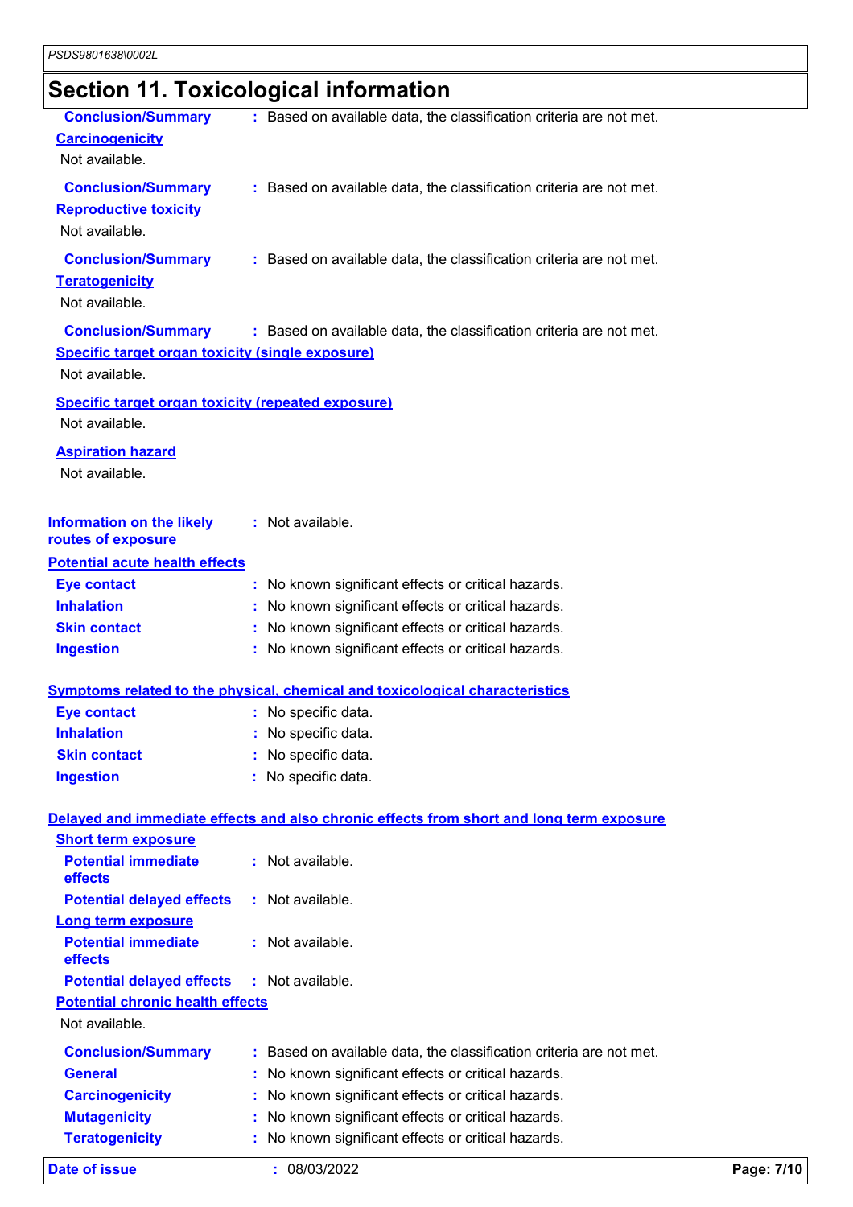## Section 11. Toxicological information

**Conclusion/Summary** : Based on available data, the classification criteria are not met.

**Carcinogenicity**

Not available.

**Conclusion/Summary** : Based on available data, the classification criteria are not met.

**Reproductive toxicity**

Not available.

**Conclusion/Summary** : Based on available data, the classification criteria are not met.

**Teratogenicity**

Not available.

**Conclusion/Summary** : Based on available data, the classification criteria are not met.

**Specific target organ toxicity (single exposure)**

Not available.

**Specific target organ toxicity (repeated exposure)**

Not available.

**Aspiration hazard**

Not available.

**Information on the likely routes of exposure** : Not available.

**Potential acute health effects**

**Eye contact** : No known significant effects or critical hazards.

**Inhalation** : No known significant effects or critical hazards.

**Skin contact** : No known significant effects or critical hazards.

**Ingestion** : No known significant effects or critical hazards.

**Symptoms related to the physical, chemical and toxicological characteristics**

**Eye contact** : No specific data.

**Inhalation** : No specific data.

**Skin contact** : No specific data.

**Ingestion** : No specific data.

**Delayed and immediate effects and also chronic effects from short and long term exposure**

**Short term exposure**

**Potential immediate effects** : Not available.

**Potential delayed effects** : Not available.

**Long term exposure**

**Potential immediate effects** : Not available.

**Potential delayed effects** : Not available.

**Potential chronic health effects**

Not available.

**Conclusion/Summary** : Based on available data, the classification criteria are not met.

**General** : No known significant effects or critical hazards.

**Carcinogenicity** : No known significant effects or critical hazards.

**Mutagenicity** : No known significant effects or critical hazards.

**Teratogenicity** : No known significant effects or critical hazards.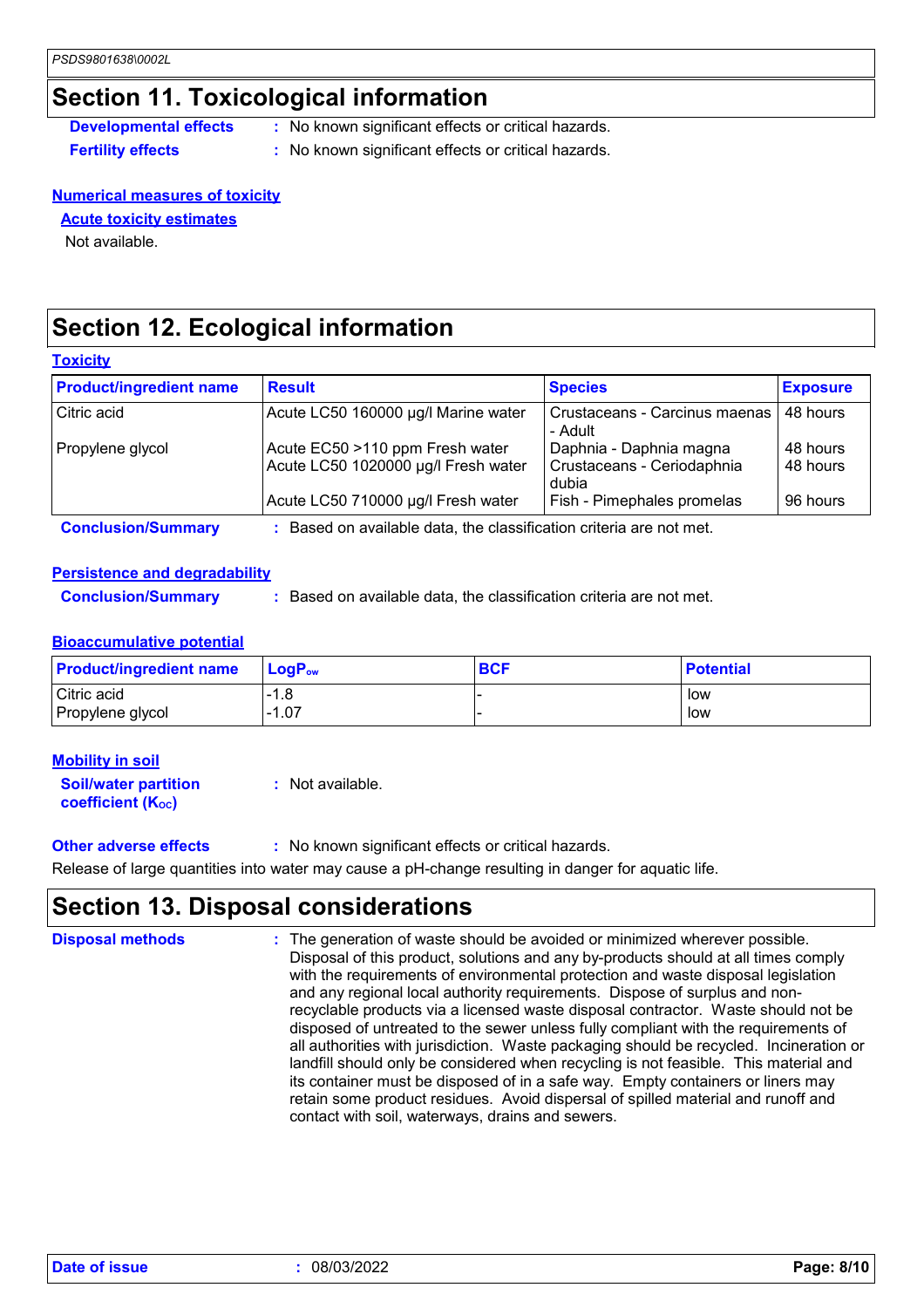## Section 11. Toxicological information

**Developmental effects** : No known significant effects or critical hazards.

**Fertility effects** : No known significant effects or critical hazards.

**Numerical measures of toxicity**

**Acute toxicity estimates**

Not available.

## Section 12. Ecological information

**Toxicity**

| Product/ingredient name | Result | Species | Exposure |
|---|---|---|---|
| Citric acid | Acute LC50 160000 µg/l Marine water | Crustaceans - Carcinus maenas - Adult | 48 hours |
| Propylene glycol | Acute EC50 >110 ppm Fresh water | Daphnia - Daphnia magna | 48 hours |
| | Acute LC50 1020000 µg/l Fresh water | Crustaceans - Ceriodaphnia dubia | 48 hours |
| | Acute LC50 710000 µg/l Fresh water | Fish - Pimephales promelas | 96 hours |

**Conclusion/Summary** : Based on available data, the classification criteria are not met.

**Persistence and degradability**

**Conclusion/Summary** : Based on available data, the classification criteria are not met.

**Bioaccumulative potential**

| Product/ingredient name | $LogP_{ow}$ | BCF | Potential |
|---|---|---|---|
| Citric acid | -1.8 | - | low |
| Propylene glycol | -1.07 | - | low |

**Mobility in soil**

**Soil/water partition coefficient ($K_{OC}$)** : Not available.

**Other adverse effects** : No known significant effects or critical hazards.

Release of large quantities into water may cause a pH-change resulting in danger for aquatic life.

## Section 13. Disposal considerations

**Disposal methods** : The generation of waste should be avoided or minimized wherever possible. Disposal of this product, solutions and any by-products should at all times comply with the requirements of environmental protection and waste disposal legislation and any regional local authority requirements. Dispose of surplus and non-recyclable products via a licensed waste disposal contractor. Waste should not be disposed of untreated to the sewer unless fully compliant with the requirements of all authorities with jurisdiction. Waste packaging should be recycled. Incineration or landfill should only be considered when recycling is not feasible. This material and its container must be disposed of in a safe way. Empty containers or liners may retain some product residues. Avoid dispersal of spilled material and runoff and contact with soil, waterways, drains and sewers.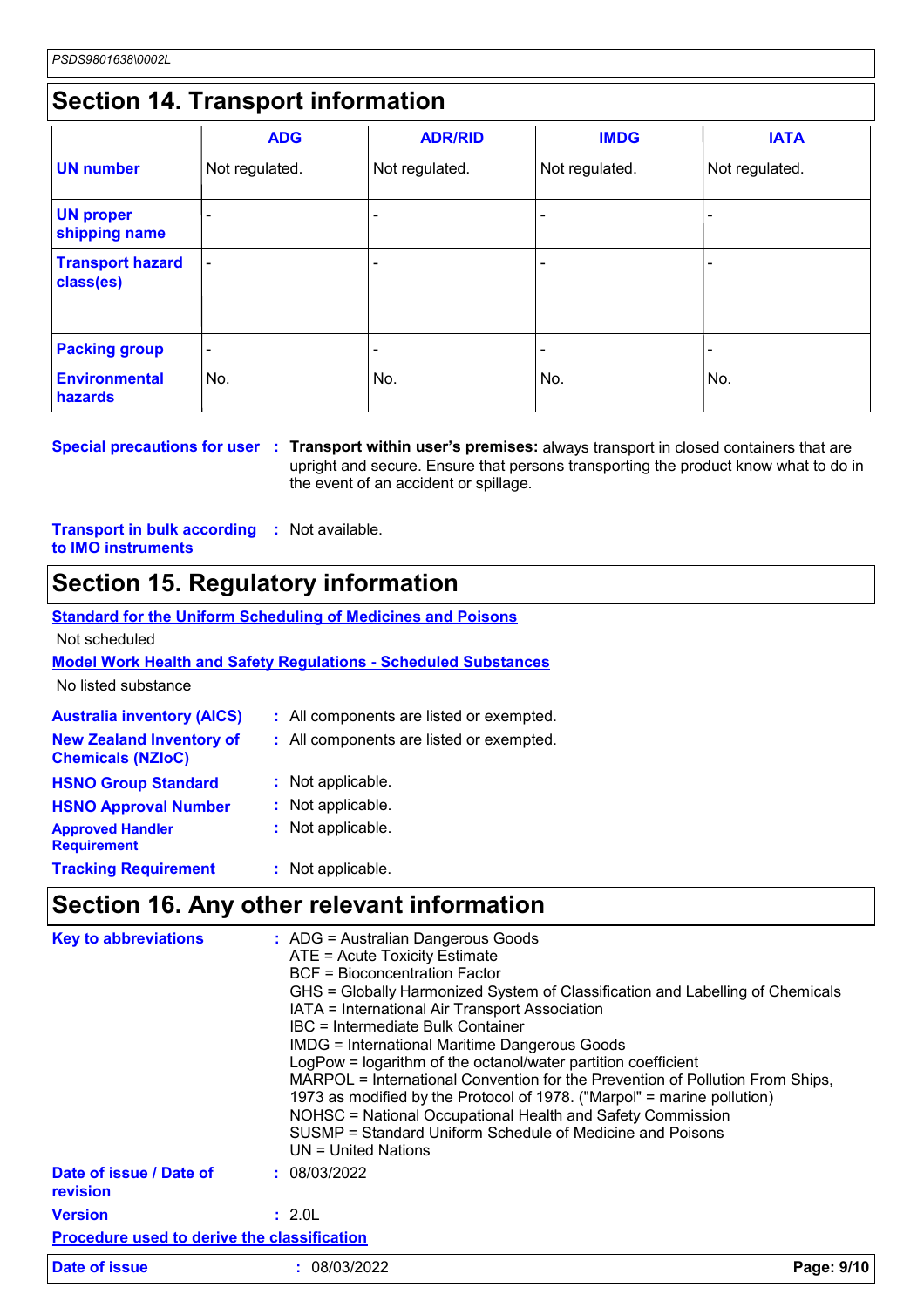## Section 14. Transport information

| | ADG | ADR/RID | IMDG | IATA |
|---|---|---|---|---|
| **UN number** | Not regulated. | Not regulated. | Not regulated. | Not regulated. |
| **UN proper shipping name** | - | - | - | - |
| **Transport hazard class(es)** | - | - | - | - |
| **Packing group** | - | - | - | - |
| **Environmental hazards** | No. | No. | No. | No. |

**Special precautions for user** : **Transport within user's premises:** always transport in closed containers that are upright and secure. Ensure that persons transporting the product know what to do in the event of an accident or spillage.

**Transport in bulk according to IMO instruments** : Not available.

## Section 15. Regulatory information

**Standard for the Uniform Scheduling of Medicines and Poisons**

Not scheduled

**Model Work Health and Safety Regulations - Scheduled Substances**

No listed substance

**Australia inventory (AICS)** : All components are listed or exempted.

**New Zealand Inventory of Chemicals (NZIoC)** : All components are listed or exempted.

**HSNO Group Standard** : Not applicable.

**HSNO Approval Number** : Not applicable.

**Approved Handler Requirement** : Not applicable.

**Tracking Requirement** : Not applicable.

## Section 16. Any other relevant information

**Key to abbreviations** :
ADG = Australian Dangerous Goods
ATE = Acute Toxicity Estimate
BCF = Bioconcentration Factor
GHS = Globally Harmonized System of Classification and Labelling of Chemicals
IATA = International Air Transport Association
IBC = Intermediate Bulk Container
IMDG = International Maritime Dangerous Goods
LogPow = logarithm of the octanol/water partition coefficient
MARPOL = International Convention for the Prevention of Pollution From Ships, 1973 as modified by the Protocol of 1978. ("Marpol" = marine pollution)
NOHSC = National Occupational Health and Safety Commission
SUSMP = Standard Uniform Schedule of Medicine and Poisons
UN = United Nations

**Date of issue / Date of revision** : 08/03/2022

**Version** : 2.0L

**Procedure used to derive the classification**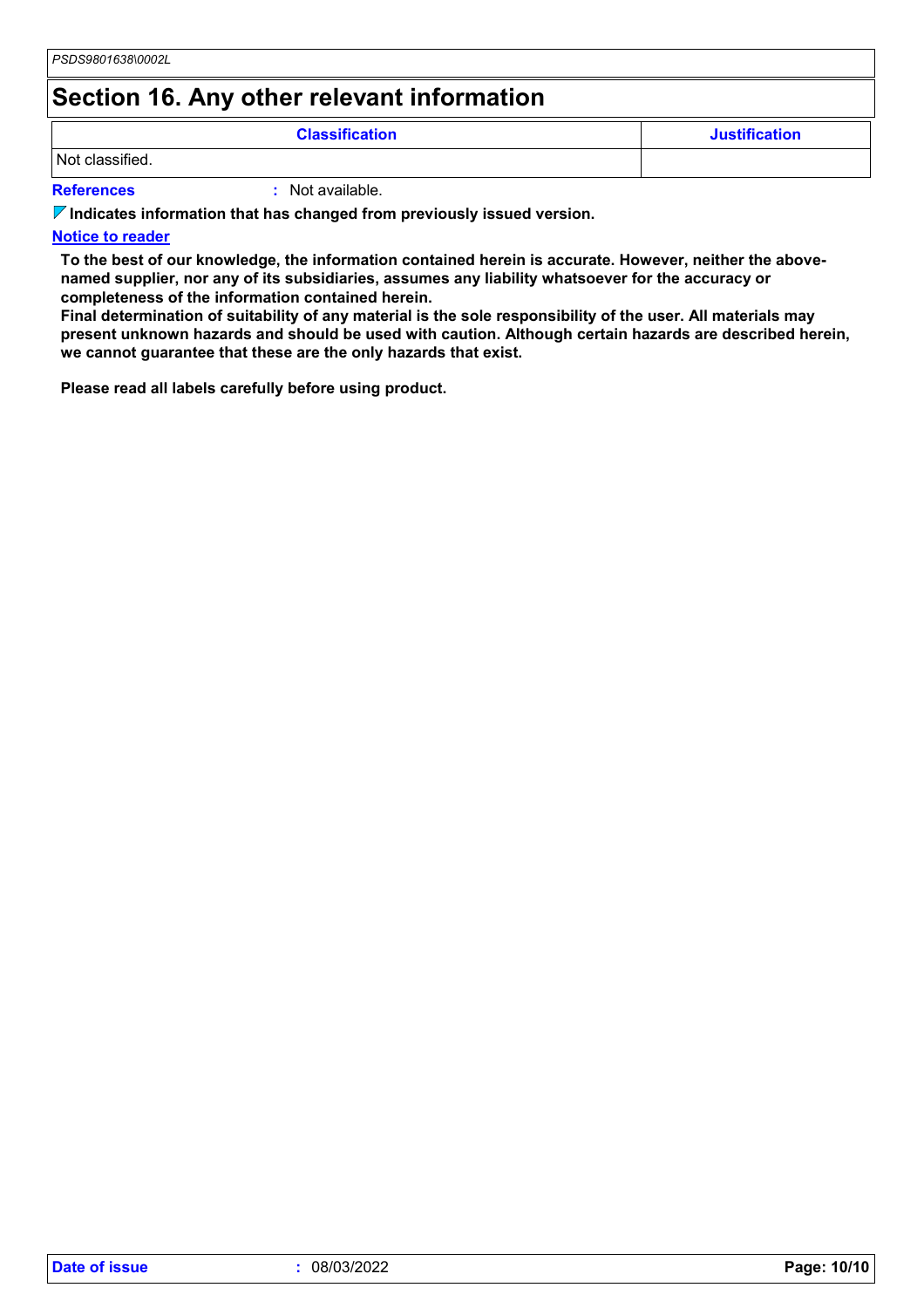## Section 16. Any other relevant information

| Classification | Justification |
| --- | --- |
| Not classified. | |

**References** : Not available.

**Indicates information that has changed from previously issued version.**

**Notice to reader**

**To the best of our knowledge, the information contained herein is accurate. However, neither the above-named supplier, nor any of its subsidiaries, assumes any liability whatsoever for the accuracy or completeness of the information contained herein.**
**Final determination of suitability of any material is the sole responsibility of the user. All materials may present unknown hazards and should be used with caution. Although certain hazards are described herein, we cannot guarantee that these are the only hazards that exist.**

**Please read all labels carefully before using product.**